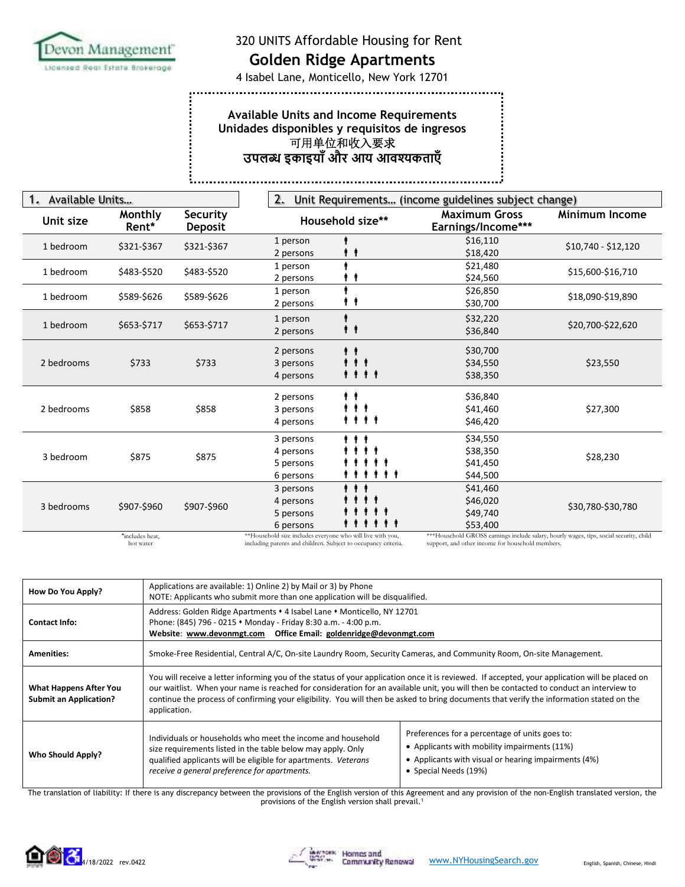Devon Management
Licensed Real Estate Brokerage

# 320 UNITS Affordable Housing for Rent

# Golden Ridge Apartments

4 Isabel Lane, Monticello, New York 12701

## Available Units and Income Requirements
## Unidades disponibles y requisitos de ingresos
## 可用单位和收入要求
## उपलब्ध इकाइयाँ और आय आवश्यकताएँ

| 1. Available Units… | | | 2. Unit Requirements… (income guidelines subject change) | | |
|---|---|---|---|---|---|
| Unit size | Monthly Rent* | Security Deposit | Household size** | Maximum Gross Earnings/Income*** | Minimum Income |
| 1 bedroom | $321-$367 | $321-$367 | 1 person | $16,110 | $10,740 - $12,120 |
| | | | 2 persons | $18,420 | |
| 1 bedroom | $483-$520 | $483-$520 | 1 person | $21,480 | $15,600-$16,710 |
| | | | 2 persons | $24,560 | |
| 1 bedroom | $589-$626 | $589-$626 | 1 person | $26,850 | $18,090-$19,890 |
| | | | 2 persons | $30,700 | |
| 1 bedroom | $653-$717 | $653-$717 | 1 person | $32,220 | $20,700-$22,620 |
| | | | 2 persons | $36,840 | |
| 2 bedrooms | $733 | $733 | 2 persons | $30,700 | $23,550 |
| | | | 3 persons | $34,550 | |
| | | | 4 persons | $38,350 | |
| 2 bedrooms | $858 | $858 | 2 persons | $36,840 | $27,300 |
| | | | 3 persons | $41,460 | |
| | | | 4 persons | $46,420 | |
| 3 bedroom | $875 | $875 | 3 persons | $34,550 | $28,230 |
| | | | 4 persons | $38,350 | |
| | | | 5 persons | $41,450 | |
| | | | 6 persons | $44,500 | |
| 3 bedrooms | $907-$960 | $907-$960 | 3 persons | $41,460 | $30,780-$30,780 |
| | | | 4 persons | $46,020 | |
| | | | 5 persons | $49,740 | |
| | | | 6 persons | $53,400 | |

*includes heat, hot water

**Household size includes everyone who will live with you, including parents and children. Subject to occupancy criteria.

***Household GROSS earnings include salary, hourly wages, tips, social security, child support, and other income for household members.

| | | |
|---|---|---|
| **How Do You Apply?** | Applications are available: 1) Online 2) by Mail or 3) by Phone<br>NOTE: Applicants who submit more than one application will be disqualified. | |
| **Contact Info:** | Address: Golden Ridge Apartments • 4 Isabel Lane • Monticello, NY 12701<br>Phone: (845) 796 - 0215 • Monday - Friday 8:30 a.m. - 4:00 p.m.<br>**Website**: **www.devonmgt.com** **Office Email: goldenridge@devonmgt.com** | |
| **Amenities:** | Smoke-Free Residential, Central A/C, On-site Laundry Room, Security Cameras, and Community Room, On-site Management. | |
| **What Happens After You Submit an Application?** | You will receive a letter informing you of the status of your application once it is reviewed. If accepted, your application will be placed on our waitlist. When your name is reached for consideration for an available unit, you will then be contacted to conduct an interview to continue the process of confirming your eligibility. You will then be asked to bring documents that verify the information stated on the application. | |
| **Who Should Apply?** | Individuals or households who meet the income and household size requirements listed in the table below may apply. Only qualified applicants will be eligible for apartments. *Veterans receive a general preference for apartments.* | Preferences for a percentage of units goes to:<br>• Applicants with mobility impairments (11%)<br>• Applicants with visual or hearing impairments (4%)<br>• Special Needs (19%) |

The translation of liability: If there is any discrepancy between the provisions of the English version of this Agreement and any provision of the non-English translated version, the provisions of the English version shall prevail.[1]

4/18/2022 rev.0422

New York State Homes and Community Renewal

www.NYHousingSearch.gov

English, Spanish, Chinese, Hindi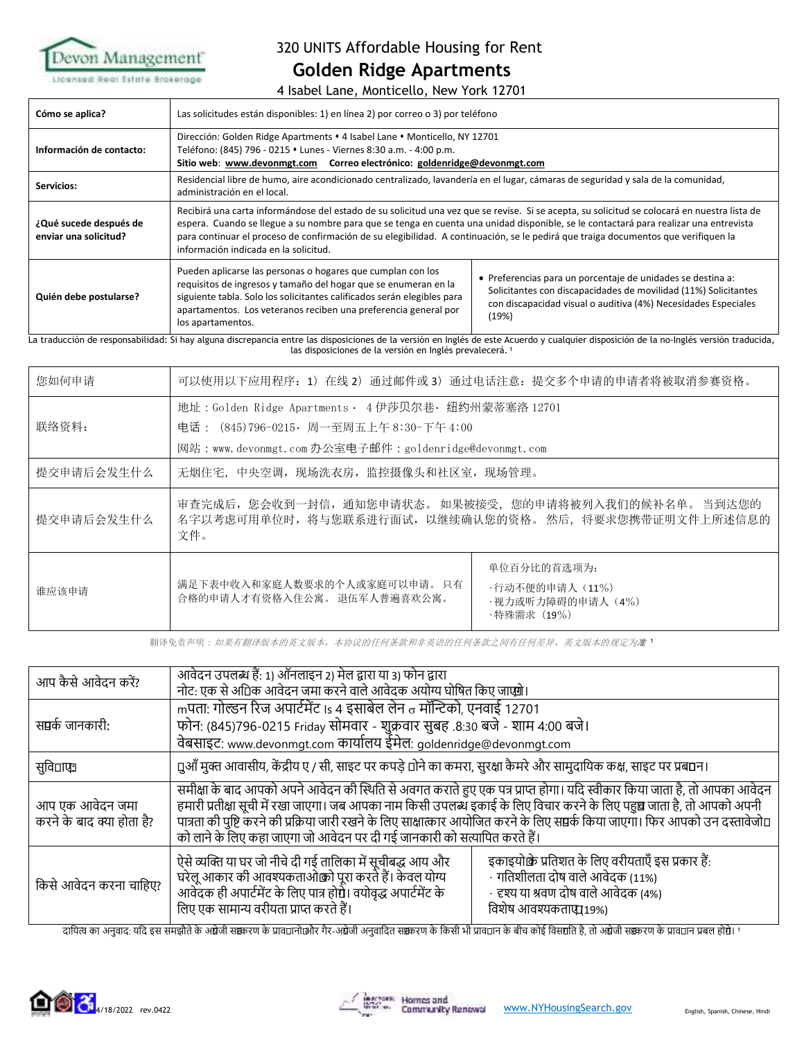Devon Management
Licensed Real Estate Brokerage

# 320 UNITS Affordable Housing for Rent

## Golden Ridge Apartments

4 Isabel Lane, Monticello, New York 12701

| | | |
|---|---|---|
| **Cómo se aplica?** | Las solicitudes están disponibles: 1) en línea 2) por correo o 3) por teléfono | |
| **Información de contacto:** | Dirección: Golden Ridge Apartments • 4 Isabel Lane • Monticello, NY 12701<br>Teléfono: (845) 796 - 0215 • Lunes - Viernes 8:30 a.m. - 4:00 p.m.<br>**Sitio web**: **www.devonmgt.com** **Correo electrónico: goldenridge@devonmgt.com** | |
| **Servicios:** | Residencial libre de humo, aire acondicionado centralizado, lavandería en el lugar, cámaras de seguridad y sala de la comunidad, administración en el local. | |
| **¿Qué sucede después de enviar una solicitud?** | Recibirá una carta informándose del estado de su solicitud una vez que se revise. Si se acepta, su solicitud se colocará en nuestra lista de espera. Cuando se llegue a su nombre para que se tenga en cuenta una unidad disponible, se le contactará para realizar una entrevista para continuar el proceso de confirmación de su elegibilidad. A continuación, se le pedirá que traiga documentos que verifiquen la información indicada en la solicitud. | |
| **Quién debe postularse?** | Pueden aplicarse las personas o hogares que cumplan con los requisitos de ingresos y tamaño del hogar que se enumeran en la siguiente tabla. Solo los solicitantes calificados serán elegibles para apartamentos. Los veteranos reciben una preferencia general por los apartamentos. | • Preferencias para un porcentaje de unidades se destina a: Solicitantes con discapacidades de movilidad (11%) Solicitantes con discapacidad visual o auditiva (4%) Necesidades Especiales (19%) |

La traducción de responsabilidad: Si hay alguna discrepancia entre las disposiciones de la versión en Inglés de este Acuerdo y cualquier disposición de la no-Inglés versión traducida, las disposiciones de la versión en Inglés prevalecerá. [1]

| | | |
|---|---|---|
| 您如何申请 | 可以使用以下应用程序：1）在线 2）通过邮件或 3）通过电话注意：提交多个申请的申请者将被取消参赛资格。 | |
| 联络资料： | 地址：Golden Ridge Apartments· 4 伊莎贝尔巷· 纽约州蒙蒂塞洛 12701<br>电话：（845)796-0215· 周一至周五上午 8:30-下午 4:00<br>网站：www.devonmgt.com 办公室电子邮件：goldenridge@devonmgt.com | |
| 提交申请后会发生什么 | 无烟住宅，中央空调，现场洗衣房，监控摄像头和社区室，现场管理。 | |
| 提交申请后会发生什么 | 审查完成后，您会收到一封信，通知您申请状态。 如果被接受，您的申请将被列入我们的候补名单。 当到达您的名字以考虑可用单位时，将与您联系进行面试，以继续确认您的资格。 然后，将要求您携带证明文件上所述信息的文件。 | |
| 谁应该申请 | 满足下表中收入和家庭人数要求的个人或家庭可以申请。 只有合格的申请人才有资格入住公寓。 退伍军人普遍喜欢公寓。 | 单位百分比的首选项为：<br>·行动不便的申请人（11%）<br>·视力或听力障碍的申请人（4%）<br>·特殊需求（19%） |

翻译免责声明：*如果有翻译版本的英文版本，本协议的任何条款和非英语的任何条款之间有任何差异，英文版本的规定为准* [1]

| | | |
|---|---|---|
| आप कैसे आवेदन करें? | आवेदन उपलब्ध हैं: 1) ऑनलाइन 2) मेल द्वारा या 3) फोन द्वारा<br>नोट: एक से अधिक आवेदन जमा करने वाले आवेदक अयोग्य घोषित किए जाएंगे। | |
| संपर्क जानकारी: | पता: गोल्डन रिज अपार्टमेंट Is 4 इसाबेल लेन σ मॉन्टिको, एनवाई 12701<br>फोन: (845)796-0215 Friday सोमवार - शुक्रवार सुबह .8:30 बजे - शाम 4:00 बजे।<br>वेबसाइट: www.devonmgt.com कार्यालय ईमेल: goldenridge@devonmgt.com | |
| सुविधाएं | धुआँ मुक्त आवासीय, केंद्रीय ए / सी, साइट पर कपड़े धोने का कमरा, सुरक्षा कैमरे और सामुदायिक कक्ष, साइट पर प्रबंधन। | |
| आप एक आवेदन जमा करने के बाद क्या होता है? | समीक्षा के बाद आपको अपने आवेदन की स्थिति से अवगत कराते हुए एक पत्र प्राप्त होगा। यदि स्वीकार किया जाता है, तो आपका आवेदन हमारी प्रतीक्षा सूची में रखा जाएगा। जब आपका नाम किसी उपलब्ध इकाई के लिए विचार करने के लिए पहुंच जाता है, तो आपको अपनी पात्रता की पुष्टि करने की प्रक्रिया जारी रखने के लिए साक्षात्कार आयोजित करने के लिए संपर्क किया जाएगा। फिर आपको उन दस्तावेजों को लाने के लिए कहा जाएगा जो आवेदन पर दी गई जानकारी को सत्यापित करते हैं। | |
| किसे आवेदन करना चाहिए? | ऐसे व्यक्ति या घर जो नीचे दी गई तालिका में सूचीबद्ध आय और घरेलू आकार की आवश्यकताओं को पूरा करते हैं। केवल योग्य आवेदक ही अपार्टमेंट के लिए पात्र होंगे। वयोवृद्ध अपार्टमेंट के लिए एक सामान्य वरीयता प्राप्त करते हैं। | इकाइयों के प्रतिशत के लिए वरीयताएँ इस प्रकार हैं:<br>· गतिशीलता दोष वाले आवेदक (11%)<br>· दृश्य या श्रवण दोष वाले आवेदक (4%)<br>विशेष आवश्यकताएं (19%) |

दायित्व का अनुवाद: यदि इस समझौते के अंग्रेजी संस्करण के प्रावधानों और गैर-अंग्रेजी अनुवादित संस्करण के किसी भी प्रावधान के बीच कोई विसंगति है, तो अंग्रेजी संस्करण के प्रावधान प्रबल होंगे। [1]

4/18/2022 rev.0422

Homes and Community Renewal

www.NYHousingSearch.gov

English, Spanish, Chinese, Hindi